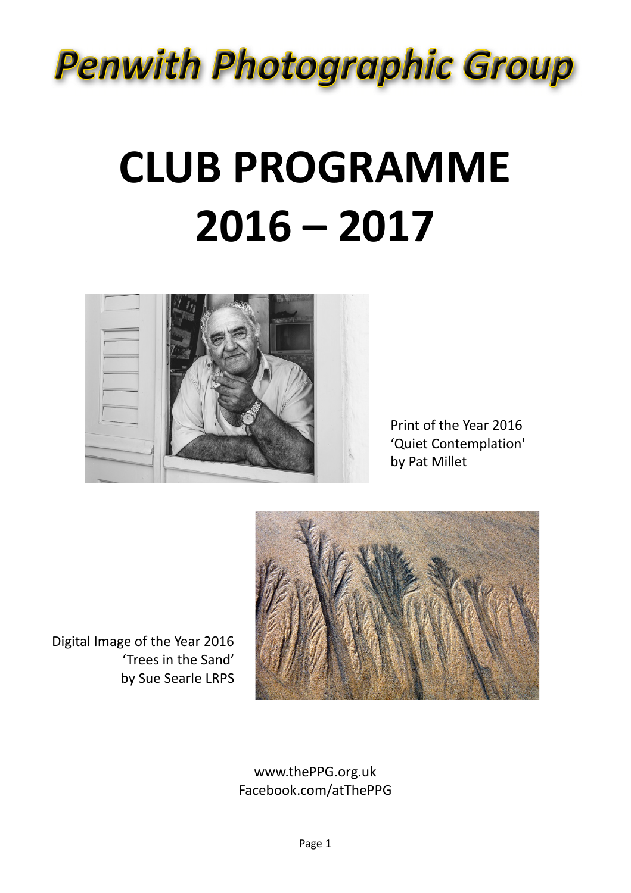# Penwith Photographic Group

# CLUB PROGRAMME 2016 – 2017

Print of the Year 2016
'Quiet Contemplation'
by Pat Millet

Digital Image of the Year 2016
'Trees in the Sand'
by Sue Searle LRPS

www.thePPG.org.uk
Facebook.com/atThePPG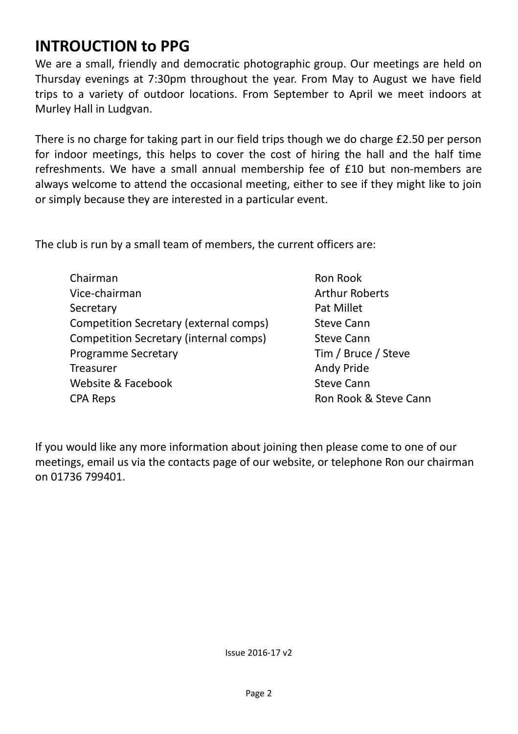## INTROUCTION to PPG

We are a small, friendly and democratic photographic group. Our meetings are held on Thursday evenings at 7:30pm throughout the year. From May to August we have field trips to a variety of outdoor locations. From September to April we meet indoors at Murley Hall in Ludgvan.

There is no charge for taking part in our field trips though we do charge £2.50 per person for indoor meetings, this helps to cover the cost of hiring the hall and the half time refreshments. We have a small annual membership fee of £10 but non-members are always welcome to attend the occasional meeting, either to see if they might like to join or simply because they are interested in a particular event.

The club is run by a small team of members, the current officers are:

| | |
|---|---|
| Chairman | Ron Rook |
| Vice-chairman | Arthur Roberts |
| Secretary | Pat Millet |
| Competition Secretary (external comps) | Steve Cann |
| Competition Secretary (internal comps) | Steve Cann |
| Programme Secretary | Tim / Bruce / Steve |
| Treasurer | Andy Pride |
| Website & Facebook | Steve Cann |
| CPA Reps | Ron Rook & Steve Cann |

If you would like any more information about joining then please come to one of our meetings, email us via the contacts page of our website, or telephone Ron our chairman on 01736 799401.

Issue 2016-17 v2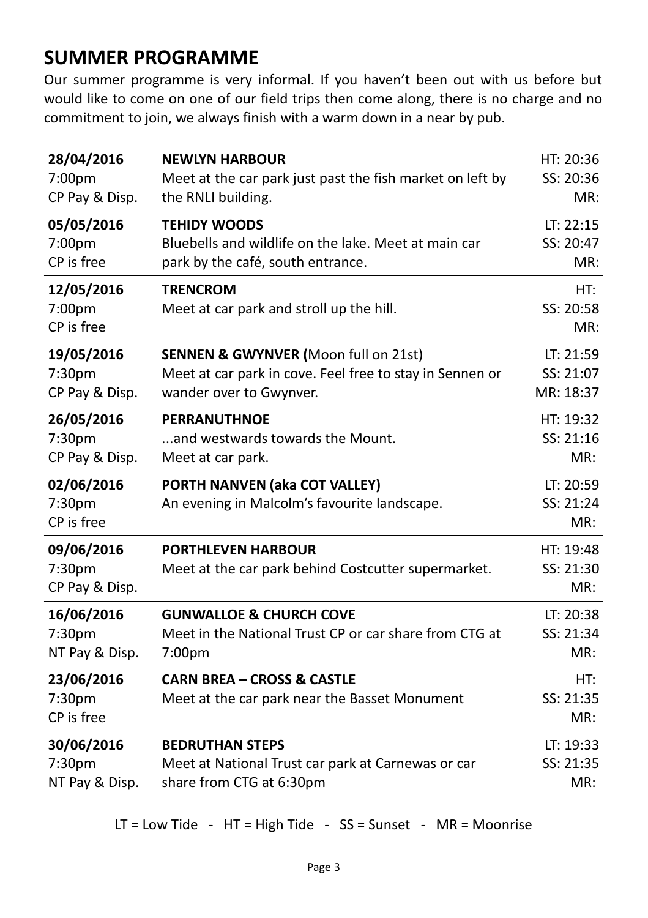## SUMMER PROGRAMME

Our summer programme is very informal. If you haven't been out with us before but would like to come on one of our field trips then come along, there is no charge and no commitment to join, we always finish with a warm down in a near by pub.

| Date / Time / Parking | Event | Tide / Sunset / Moonrise |
|---|---|---|
| **28/04/2016**<br>7:00pm<br>CP Pay & Disp. | **NEWLYN HARBOUR**<br>Meet at the car park just past the fish market on left by the RNLI building. | HT: 20:36<br>SS: 20:36<br>MR: |
| **05/05/2016**<br>7:00pm<br>CP is free | **TEHIDY WOODS**<br>Bluebells and wildlife on the lake. Meet at main car park by the café, south entrance. | LT: 22:15<br>SS: 20:47<br>MR: |
| **12/05/2016**<br>7:00pm<br>CP is free | **TRENCROM**<br>Meet at car park and stroll up the hill. | HT:<br>SS: 20:58<br>MR: |
| **19/05/2016**<br>7:30pm<br>CP Pay & Disp. | **SENNEN & GWYNVER (**Moon full on 21st)<br>Meet at car park in cove. Feel free to stay in Sennen or wander over to Gwynver. | LT: 21:59<br>SS: 21:07<br>MR: 18:37 |
| **26/05/2016**<br>7:30pm<br>CP Pay & Disp. | **PERRANUTHNOE**<br>...and westwards towards the Mount.<br>Meet at car park. | HT: 19:32<br>SS: 21:16<br>MR: |
| **02/06/2016**<br>7:30pm<br>CP is free | **PORTH NANVEN (aka COT VALLEY)**<br>An evening in Malcolm's favourite landscape. | LT: 20:59<br>SS: 21:24<br>MR: |
| **09/06/2016**<br>7:30pm<br>CP Pay & Disp. | **PORTHLEVEN HARBOUR**<br>Meet at the car park behind Costcutter supermarket. | HT: 19:48<br>SS: 21:30<br>MR: |
| **16/06/2016**<br>7:30pm<br>NT Pay & Disp. | **GUNWALLOE & CHURCH COVE**<br>Meet in the National Trust CP or car share from CTG at 7:00pm | LT: 20:38<br>SS: 21:34<br>MR: |
| **23/06/2016**<br>7:30pm<br>CP is free | **CARN BREA – CROSS & CASTLE**<br>Meet at the car park near the Basset Monument | HT:<br>SS: 21:35<br>MR: |
| **30/06/2016**<br>7:30pm<br>NT Pay & Disp. | **BEDRUTHAN STEPS**<br>Meet at National Trust car park at Carnewas or car share from CTG at 6:30pm | LT: 19:33<br>SS: 21:35<br>MR: |

LT = Low Tide - HT = High Tide - SS = Sunset - MR = Moonrise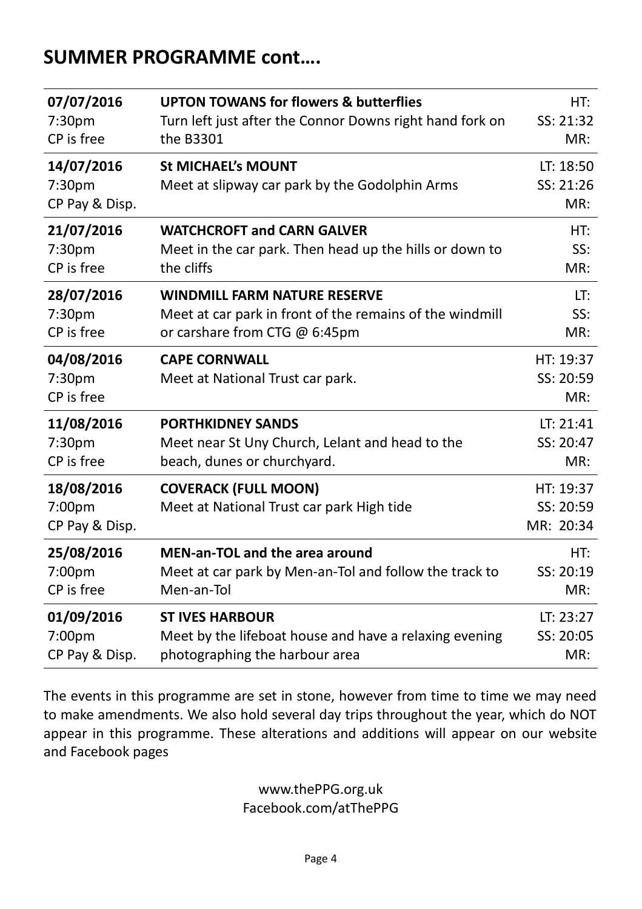## SUMMER PROGRAMME cont….

| Date / Time / Parking | Location / Details | Times |
|---|---|---|
| **07/07/2016**<br>7:30pm<br>CP is free | **UPTON TOWANS for flowers & butterflies**<br>Turn left just after the Connor Downs right hand fork on the B3301 | HT:<br>SS: 21:32<br>MR: |
| **14/07/2016**<br>7:30pm<br>CP Pay & Disp. | **St MICHAEL's MOUNT**<br>Meet at slipway car park by the Godolphin Arms | LT: 18:50<br>SS: 21:26<br>MR: |
| **21/07/2016**<br>7:30pm<br>CP is free | **WATCHCROFT and CARN GALVER**<br>Meet in the car park. Then head up the hills or down to the cliffs | HT:<br>SS:<br>MR: |
| **28/07/2016**<br>7:30pm<br>CP is free | **WINDMILL FARM NATURE RESERVE**<br>Meet at car park in front of the remains of the windmill or carshare from CTG @ 6:45pm | LT:<br>SS:<br>MR: |
| **04/08/2016**<br>7:30pm<br>CP is free | **CAPE CORNWALL**<br>Meet at National Trust car park. | HT: 19:37<br>SS: 20:59<br>MR: |
| **11/08/2016**<br>7:30pm<br>CP is free | **PORTHKIDNEY SANDS**<br>Meet near St Uny Church, Lelant and head to the beach, dunes or churchyard. | LT: 21:41<br>SS: 20:47<br>MR: |
| **18/08/2016**<br>7:00pm<br>CP Pay & Disp. | **COVERACK (FULL MOON)**<br>Meet at National Trust car park High tide | HT: 19:37<br>SS: 20:59<br>MR: 20:34 |
| **25/08/2016**<br>7:00pm<br>CP is free | **MEN-an-TOL and the area around**<br>Meet at car park by Men-an-Tol and follow the track to Men-an-Tol | HT:<br>SS: 20:19<br>MR: |
| **01/09/2016**<br>7:00pm<br>CP Pay & Disp. | **ST IVES HARBOUR**<br>Meet by the lifeboat house and have a relaxing evening photographing the harbour area | LT: 23:27<br>SS: 20:05<br>MR: |

The events in this programme are set in stone, however from time to time we may need to make amendments. We also hold several day trips throughout the year, which do NOT appear in this programme. These alterations and additions will appear on our website and Facebook pages

www.thePPG.org.uk
Facebook.com/atThePPG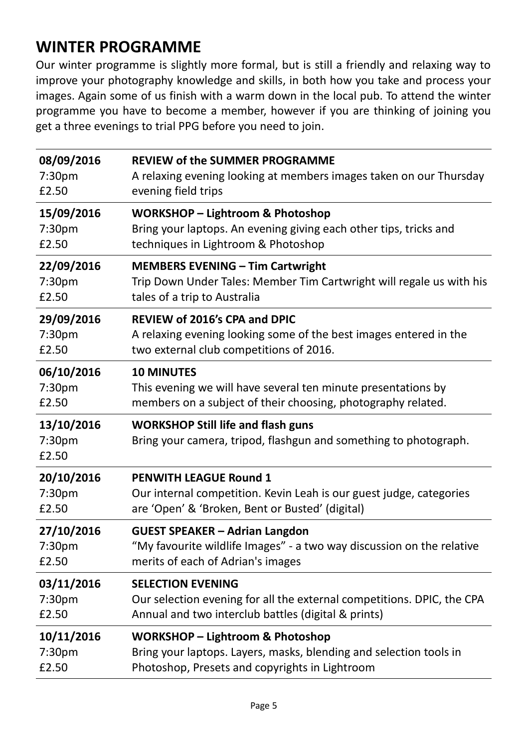## WINTER PROGRAMME

Our winter programme is slightly more formal, but is still a friendly and relaxing way to improve your photography knowledge and skills, in both how you take and process your images. Again some of us finish with a warm down in the local pub. To attend the winter programme you have to become a member, however if you are thinking of joining you get a three evenings to trial PPG before you need to join.

| Date | Event |
|---|---|
| **08/09/2016**<br>7:30pm<br>£2.50 | **REVIEW of the SUMMER PROGRAMME**<br>A relaxing evening looking at members images taken on our Thursday evening field trips |
| **15/09/2016**<br>7:30pm<br>£2.50 | **WORKSHOP – Lightroom & Photoshop**<br>Bring your laptops. An evening giving each other tips, tricks and techniques in Lightroom & Photoshop |
| **22/09/2016**<br>7:30pm<br>£2.50 | **MEMBERS EVENING – Tim Cartwright**<br>Trip Down Under Tales: Member Tim Cartwright will regale us with his tales of a trip to Australia |
| **29/09/2016**<br>7:30pm<br>£2.50 | **REVIEW of 2016's CPA and DPIC**<br>A relaxing evening looking some of the best images entered in the two external club competitions of 2016. |
| **06/10/2016**<br>7:30pm<br>£2.50 | **10 MINUTES**<br>This evening we will have several ten minute presentations by members on a subject of their choosing, photography related. |
| **13/10/2016**<br>7:30pm<br>£2.50 | **WORKSHOP Still life and flash guns**<br>Bring your camera, tripod, flashgun and something to photograph. |
| **20/10/2016**<br>7:30pm<br>£2.50 | **PENWITH LEAGUE Round 1**<br>Our internal competition. Kevin Leah is our guest judge, categories are 'Open' & 'Broken, Bent or Busted' (digital) |
| **27/10/2016**<br>7:30pm<br>£2.50 | **GUEST SPEAKER – Adrian Langdon**<br>"My favourite wildlife Images" - a two way discussion on the relative merits of each of Adrian's images |
| **03/11/2016**<br>7:30pm<br>£2.50 | **SELECTION EVENING**<br>Our selection evening for all the external competitions. DPIC, the CPA Annual and two interclub battles (digital & prints) |
| **10/11/2016**<br>7:30pm<br>£2.50 | **WORKSHOP – Lightroom & Photoshop**<br>Bring your laptops. Layers, masks, blending and selection tools in Photoshop, Presets and copyrights in Lightroom |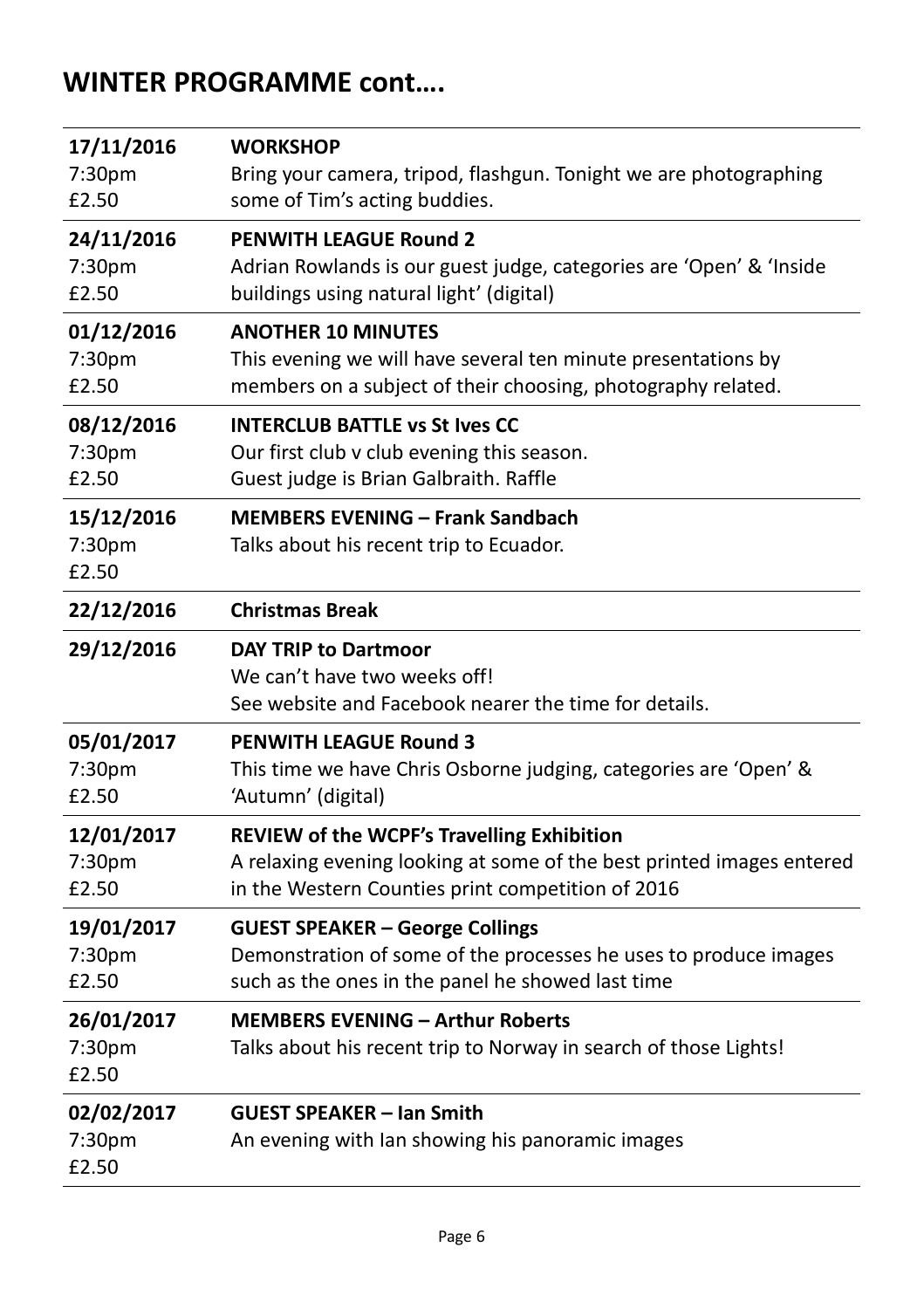## WINTER PROGRAMME cont….

| Date | Event |
|---|---|
| **17/11/2016**<br>7:30pm<br>£2.50 | **WORKSHOP**<br>Bring your camera, tripod, flashgun. Tonight we are photographing some of Tim's acting buddies. |
| **24/11/2016**<br>7:30pm<br>£2.50 | **PENWITH LEAGUE Round 2**<br>Adrian Rowlands is our guest judge, categories are 'Open' & 'Inside buildings using natural light' (digital) |
| **01/12/2016**<br>7:30pm<br>£2.50 | **ANOTHER 10 MINUTES**<br>This evening we will have several ten minute presentations by members on a subject of their choosing, photography related. |
| **08/12/2016**<br>7:30pm<br>£2.50 | **INTERCLUB BATTLE vs St Ives CC**<br>Our first club v club evening this season.<br>Guest judge is Brian Galbraith. Raffle |
| **15/12/2016**<br>7:30pm<br>£2.50 | **MEMBERS EVENING – Frank Sandbach**<br>Talks about his recent trip to Ecuador. |
| **22/12/2016** | **Christmas Break** |
| **29/12/2016** | **DAY TRIP to Dartmoor**<br>We can't have two weeks off!<br>See website and Facebook nearer the time for details. |
| **05/01/2017**<br>7:30pm<br>£2.50 | **PENWITH LEAGUE Round 3**<br>This time we have Chris Osborne judging, categories are 'Open' & 'Autumn' (digital) |
| **12/01/2017**<br>7:30pm<br>£2.50 | **REVIEW of the WCPF's Travelling Exhibition**<br>A relaxing evening looking at some of the best printed images entered in the Western Counties print competition of 2016 |
| **19/01/2017**<br>7:30pm<br>£2.50 | **GUEST SPEAKER – George Collings**<br>Demonstration of some of the processes he uses to produce images such as the ones in the panel he showed last time |
| **26/01/2017**<br>7:30pm<br>£2.50 | **MEMBERS EVENING – Arthur Roberts**<br>Talks about his recent trip to Norway in search of those Lights! |
| **02/02/2017**<br>7:30pm<br>£2.50 | **GUEST SPEAKER – Ian Smith**<br>An evening with Ian showing his panoramic images |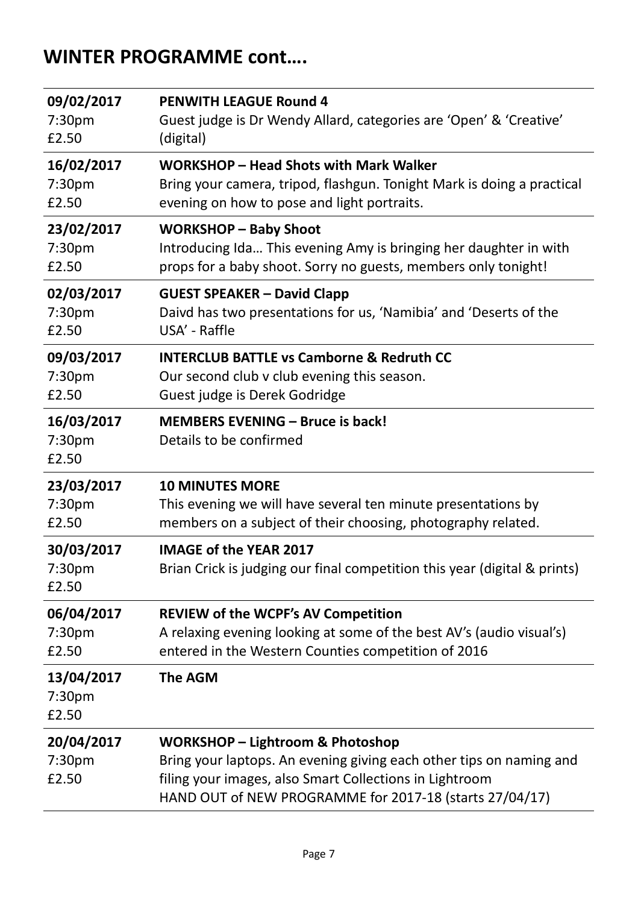## WINTER PROGRAMME cont….

| | |
|---|---|
| **09/02/2017**<br>7:30pm<br>£2.50 | **PENWITH LEAGUE Round 4**<br>Guest judge is Dr Wendy Allard, categories are 'Open' & 'Creative' (digital) |
| **16/02/2017**<br>7:30pm<br>£2.50 | **WORKSHOP – Head Shots with Mark Walker**<br>Bring your camera, tripod, flashgun. Tonight Mark is doing a practical evening on how to pose and light portraits. |
| **23/02/2017**<br>7:30pm<br>£2.50 | **WORKSHOP – Baby Shoot**<br>Introducing Ida… This evening Amy is bringing her daughter in with props for a baby shoot. Sorry no guests, members only tonight! |
| **02/03/2017**<br>7:30pm<br>£2.50 | **GUEST SPEAKER – David Clapp**<br>Daivd has two presentations for us, 'Namibia' and 'Deserts of the USA' - Raffle |
| **09/03/2017**<br>7:30pm<br>£2.50 | **INTERCLUB BATTLE vs Camborne & Redruth CC**<br>Our second club v club evening this season.<br>Guest judge is Derek Godridge |
| **16/03/2017**<br>7:30pm<br>£2.50 | **MEMBERS EVENING – Bruce is back!**<br>Details to be confirmed |
| **23/03/2017**<br>7:30pm<br>£2.50 | **10 MINUTES MORE**<br>This evening we will have several ten minute presentations by members on a subject of their choosing, photography related. |
| **30/03/2017**<br>7:30pm<br>£2.50 | **IMAGE of the YEAR 2017**<br>Brian Crick is judging our final competition this year (digital & prints) |
| **06/04/2017**<br>7:30pm<br>£2.50 | **REVIEW of the WCPF's AV Competition**<br>A relaxing evening looking at some of the best AV's (audio visual's) entered in the Western Counties competition of 2016 |
| **13/04/2017**<br>7:30pm<br>£2.50 | **The AGM** |
| **20/04/2017**<br>7:30pm<br>£2.50 | **WORKSHOP – Lightroom & Photoshop**<br>Bring your laptops. An evening giving each other tips on naming and filing your images, also Smart Collections in Lightroom<br>HAND OUT of NEW PROGRAMME for 2017-18 (starts 27/04/17) |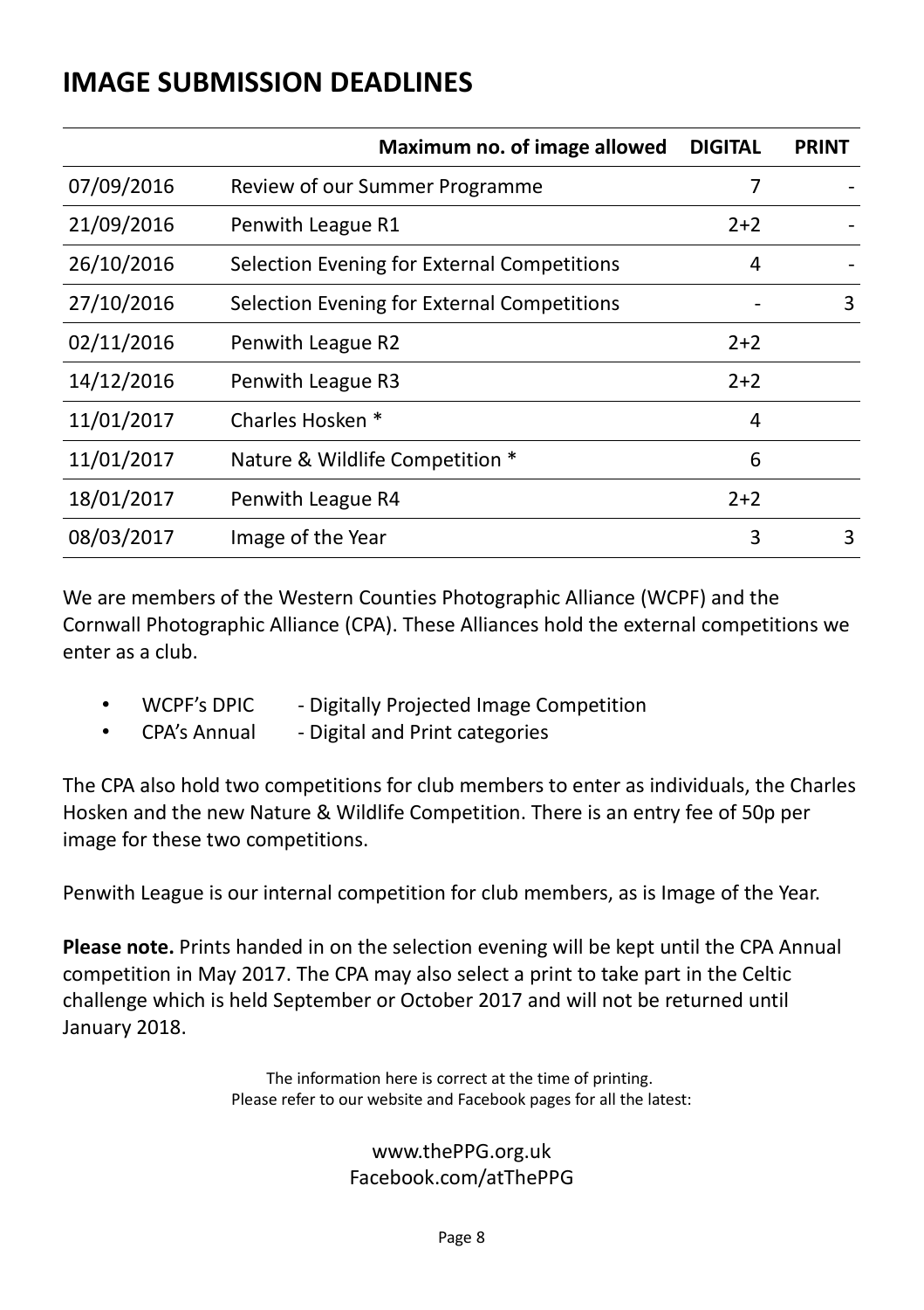# IMAGE SUBMISSION DEADLINES

| | Maximum no. of image allowed | DIGITAL | PRINT |
|---|---|---|---|
| 07/09/2016 | Review of our Summer Programme | 7 | - |
| 21/09/2016 | Penwith League R1 | 2+2 | - |
| 26/10/2016 | Selection Evening for External Competitions | 4 | - |
| 27/10/2016 | Selection Evening for External Competitions | - | 3 |
| 02/11/2016 | Penwith League R2 | 2+2 | |
| 14/12/2016 | Penwith League R3 | 2+2 | |
| 11/01/2017 | Charles Hosken * | 4 | |
| 11/01/2017 | Nature & Wildlife Competition * | 6 | |
| 18/01/2017 | Penwith League R4 | 2+2 | |
| 08/03/2017 | Image of the Year | 3 | 3 |

We are members of the Western Counties Photographic Alliance (WCPF) and the Cornwall Photographic Alliance (CPA). These Alliances hold the external competitions we enter as a club.

- WCPF's DPIC - Digitally Projected Image Competition
- CPA's Annual - Digital and Print categories

The CPA also hold two competitions for club members to enter as individuals, the Charles Hosken and the new Nature & Wildlife Competition. There is an entry fee of 50p per image for these two competitions.

Penwith League is our internal competition for club members, as is Image of the Year.

**Please note.** Prints handed in on the selection evening will be kept until the CPA Annual competition in May 2017. The CPA may also select a print to take part in the Celtic challenge which is held September or October 2017 and will not be returned until January 2018.

The information here is correct at the time of printing.
Please refer to our website and Facebook pages for all the latest:

www.thePPG.org.uk
Facebook.com/atThePPG